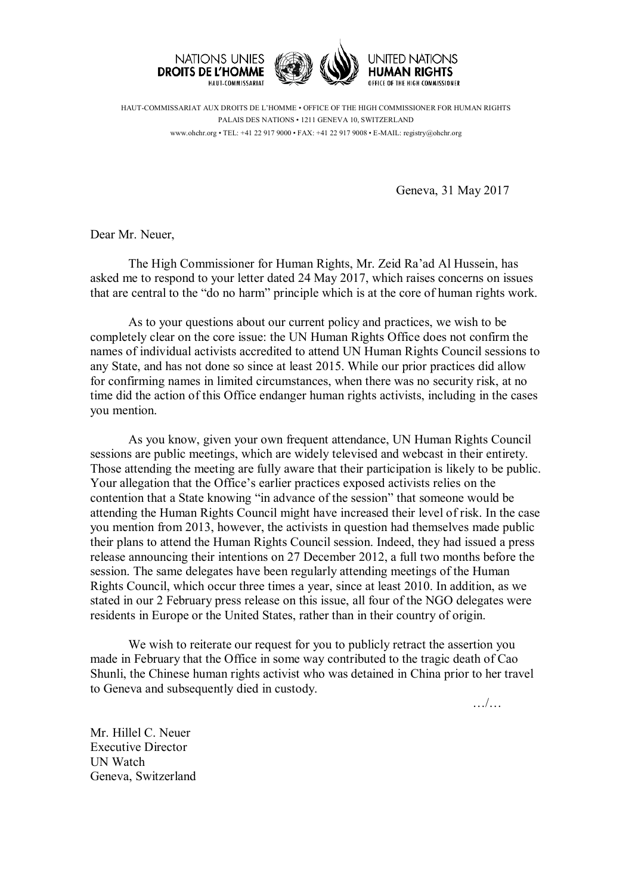NATIONS UNIES
**DROITS DE L'HOMME**
HAUT-COMMISSARIAT

UNITED NATIONS
**HUMAN RIGHTS**
OFFICE OF THE HIGH COMMISSIONER

HAUT-COMMISSARIAT AUX DROITS DE L'HOMME • OFFICE OF THE HIGH COMMISSIONER FOR HUMAN RIGHTS
PALAIS DES NATIONS • 1211 GENEVA 10, SWITZERLAND
www.ohchr.org • TEL: +41 22 917 9000 • FAX: +41 22 917 9008 • E-MAIL: registry@ohchr.org

Geneva, 31 May 2017

Dear Mr. Neuer,

The High Commissioner for Human Rights, Mr. Zeid Ra'ad Al Hussein, has asked me to respond to your letter dated 24 May 2017, which raises concerns on issues that are central to the "do no harm" principle which is at the core of human rights work.

As to your questions about our current policy and practices, we wish to be completely clear on the core issue: the UN Human Rights Office does not confirm the names of individual activists accredited to attend UN Human Rights Council sessions to any State, and has not done so since at least 2015. While our prior practices did allow for confirming names in limited circumstances, when there was no security risk, at no time did the action of this Office endanger human rights activists, including in the cases you mention.

As you know, given your own frequent attendance, UN Human Rights Council sessions are public meetings, which are widely televised and webcast in their entirety. Those attending the meeting are fully aware that their participation is likely to be public. Your allegation that the Office's earlier practices exposed activists relies on the contention that a State knowing "in advance of the session" that someone would be attending the Human Rights Council might have increased their level of risk. In the case you mention from 2013, however, the activists in question had themselves made public their plans to attend the Human Rights Council session. Indeed, they had issued a press release announcing their intentions on 27 December 2012, a full two months before the session. The same delegates have been regularly attending meetings of the Human Rights Council, which occur three times a year, since at least 2010. In addition, as we stated in our 2 February press release on this issue, all four of the NGO delegates were residents in Europe or the United States, rather than in their country of origin.

We wish to reiterate our request for you to publicly retract the assertion you made in February that the Office in some way contributed to the tragic death of Cao Shunli, the Chinese human rights activist who was detained in China prior to her travel to Geneva and subsequently died in custody.

…/…

Mr. Hillel C. Neuer
Executive Director
UN Watch
Geneva, Switzerland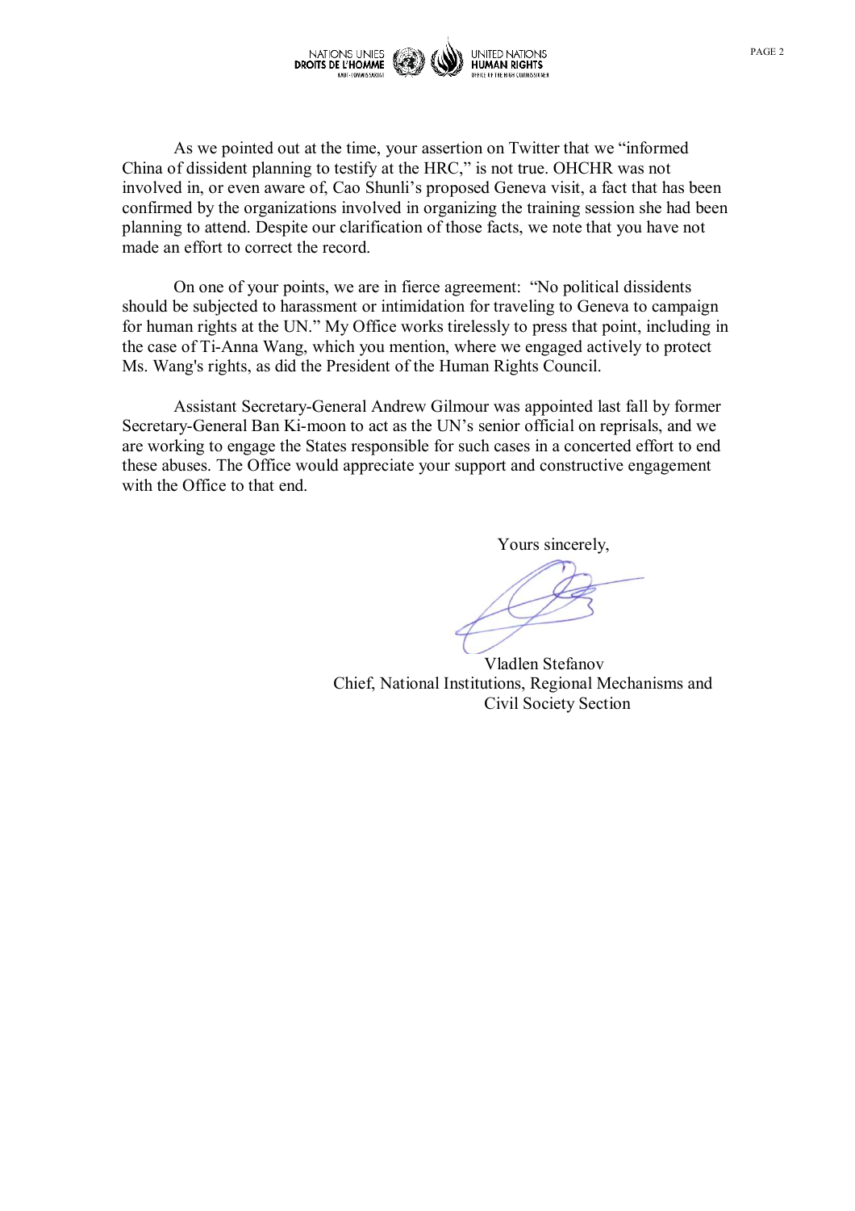As we pointed out at the time, your assertion on Twitter that we "informed China of dissident planning to testify at the HRC," is not true. OHCHR was not involved in, or even aware of, Cao Shunli's proposed Geneva visit, a fact that has been confirmed by the organizations involved in organizing the training session she had been planning to attend. Despite our clarification of those facts, we note that you have not made an effort to correct the record.

On one of your points, we are in fierce agreement: "No political dissidents should be subjected to harassment or intimidation for traveling to Geneva to campaign for human rights at the UN." My Office works tirelessly to press that point, including in the case of Ti-Anna Wang, which you mention, where we engaged actively to protect Ms. Wang's rights, as did the President of the Human Rights Council.

Assistant Secretary-General Andrew Gilmour was appointed last fall by former Secretary-General Ban Ki-moon to act as the UN's senior official on reprisals, and we are working to engage the States responsible for such cases in a concerted effort to end these abuses. The Office would appreciate your support and constructive engagement with the Office to that end.

Yours sincerely,

Vladlen Stefanov
Chief, National Institutions, Regional Mechanisms and
Civil Society Section